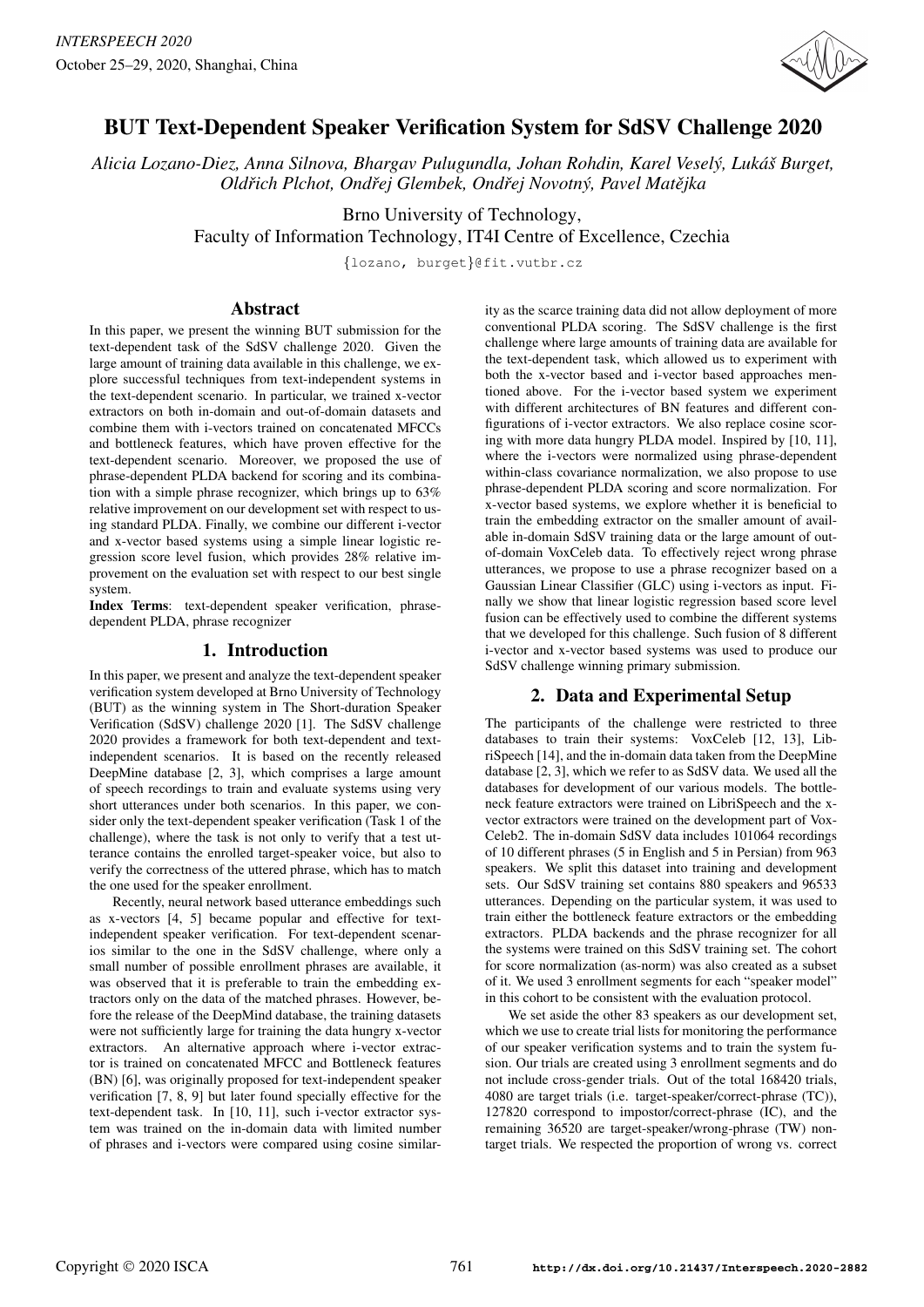# BUT Text-Dependent Speaker Verification System for SdSV Challenge 2020

*Alicia Lozano-Diez, Anna Silnova, Bhargav Pulugundla, Johan Rohdin, Karel Veselý, Lukáš Burget, Oldřich Plchot, Ondřej Glembek, Ondřej Novotný, Pavel Matějka*

Brno University of Technology,
Faculty of Information Technology, IT4I Centre of Excellence, Czechia

{lozano, burget}@fit.vutbr.cz

## Abstract

In this paper, we present the winning BUT submission for the text-dependent task of the SdSV challenge 2020. Given the large amount of training data available in this challenge, we explore successful techniques from text-independent systems in the text-dependent scenario. In particular, we trained x-vector extractors on both in-domain and out-of-domain datasets and combine them with i-vectors trained on concatenated MFCCs and bottleneck features, which have proven effective for the text-dependent scenario. Moreover, we proposed the use of phrase-dependent PLDA backend for scoring and its combination with a simple phrase recognizer, which brings up to 63% relative improvement on our development set with respect to using standard PLDA. Finally, we combine our different i-vector and x-vector based systems using a simple linear logistic regression score level fusion, which provides 28% relative improvement on the evaluation set with respect to our best single system.

**Index Terms**: text-dependent speaker verification, phrase-dependent PLDA, phrase recognizer

## 1. Introduction

In this paper, we present and analyze the text-dependent speaker verification system developed at Brno University of Technology (BUT) as the winning system in The Short-duration Speaker Verification (SdSV) challenge 2020 [1]. The SdSV challenge 2020 provides a framework for both text-dependent and text-independent scenarios. It is based on the recently released DeepMine database [2, 3], which comprises a large amount of speech recordings to train and evaluate systems using very short utterances under both scenarios. In this paper, we consider only the text-dependent speaker verification (Task 1 of the challenge), where the task is not only to verify that a test utterance contains the enrolled target-speaker voice, but also to verify the correctness of the uttered phrase, which has to match the one used for the speaker enrollment.

Recently, neural network based utterance embeddings such as x-vectors [4, 5] became popular and effective for text-independent speaker verification. For text-dependent scenarios similar to the one in the SdSV challenge, where only a small number of possible enrollment phrases are available, it was observed that it is preferable to train the embedding extractors only on the data of the matched phrases. However, before the release of the DeepMind database, the training datasets were not sufficiently large for training the data hungry x-vector extractors. An alternative approach where i-vector extractor is trained on concatenated MFCC and Bottleneck features (BN) [6], was originally proposed for text-independent speaker verification [7, 8, 9] but later found specially effective for the text-dependent task. In [10, 11], such i-vector extractor system was trained on the in-domain data with limited number of phrases and i-vectors were compared using cosine similarity as the scarce training data did not allow deployment of more conventional PLDA scoring. The SdSV challenge is the first challenge where large amounts of training data are available for the text-dependent task, which allowed us to experiment with both the x-vector based and i-vector based approaches mentioned above. For the i-vector based system we experiment with different architectures of BN features and different configurations of i-vector extractors. We also replace cosine scoring with more data hungry PLDA model. Inspired by [10, 11], where the i-vectors were normalized using phrase-dependent within-class covariance normalization, we also propose to use phrase-dependent PLDA scoring and score normalization. For x-vector based systems, we explore whether it is beneficial to train the embedding extractor on the smaller amount of available in-domain SdSV training data or the large amount of out-of-domain VoxCeleb data. To effectively reject wrong phrase utterances, we propose to use a phrase recognizer based on a Gaussian Linear Classifier (GLC) using i-vectors as input. Finally we show that linear logistic regression based score level fusion can be effectively used to combine the different systems that we developed for this challenge. Such fusion of 8 different i-vector and x-vector based systems was used to produce our SdSV challenge winning primary submission.

## 2. Data and Experimental Setup

The participants of the challenge were restricted to three databases to train their systems: VoxCeleb [12, 13], LibriSpeech [14], and the in-domain data taken from the DeepMine database [2, 3], which we refer to as SdSV data. We used all the databases for development of our various models. The bottleneck feature extractors were trained on LibriSpeech and the x-vector extractors were trained on the development part of VoxCeleb2. The in-domain SdSV data includes 101064 recordings of 10 different phrases (5 in English and 5 in Persian) from 963 speakers. We split this dataset into training and development sets. Our SdSV training set contains 880 speakers and 96533 utterances. Depending on the particular system, it was used to train either the bottleneck feature extractors or the embedding extractors. PLDA backends and the phrase recognizer for all the systems were trained on this SdSV training set. The cohort for score normalization (as-norm) was also created as a subset of it. We used 3 enrollment segments for each "speaker model" in this cohort to be consistent with the evaluation protocol.

We set aside the other 83 speakers as our development set, which we use to create trial lists for monitoring the performance of our speaker verification systems and to train the system fusion. Our trials are created using 3 enrollment segments and do not include cross-gender trials. Out of the total 168420 trials, 4080 are target trials (i.e. target-speaker/correct-phrase (TC)), 127820 correspond to impostor/correct-phrase (IC), and the remaining 36520 are target-speaker/wrong-phrase (TW) non-target trials. We respected the proportion of wrong vs. correct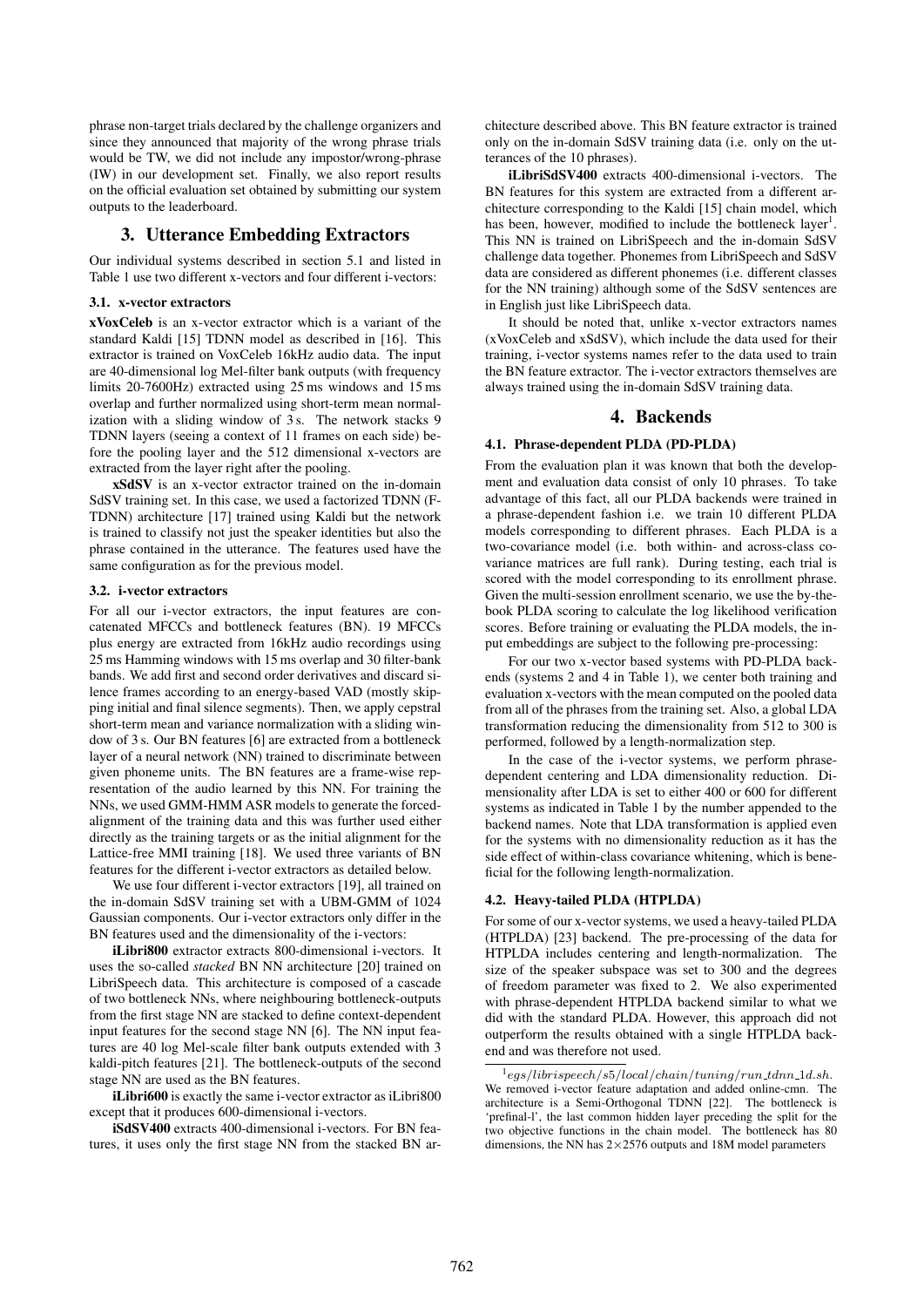phrase non-target trials declared by the challenge organizers and since they announced that majority of the wrong phrase trials would be TW, we did not include any impostor/wrong-phrase (IW) in our development set. Finally, we also report results on the official evaluation set obtained by submitting our system outputs to the leaderboard.

## 3. Utterance Embedding Extractors

Our individual systems described in section 5.1 and listed in Table 1 use two different x-vectors and four different i-vectors:

### 3.1. x-vector extractors

**xVoxCeleb** is an x-vector extractor which is a variant of the standard Kaldi [15] TDNN model as described in [16]. This extractor is trained on VoxCeleb 16kHz audio data. The input are 40-dimensional log Mel-filter bank outputs (with frequency limits 20-7600Hz) extracted using 25 ms windows and 15 ms overlap and further normalized using short-term mean normalization with a sliding window of 3 s. The network stacks 9 TDNN layers (seeing a context of 11 frames on each side) before the pooling layer and the 512 dimensional x-vectors are extracted from the layer right after the pooling.

**xSdSV** is an x-vector extractor trained on the in-domain SdSV training set. In this case, we used a factorized TDNN (F-TDNN) architecture [17] trained using Kaldi but the network is trained to classify not just the speaker identities but also the phrase contained in the utterance. The features used have the same configuration as for the previous model.

### 3.2. i-vector extractors

For all our i-vector extractors, the input features are concatenated MFCCs and bottleneck features (BN). 19 MFCCs plus energy are extracted from 16kHz audio recordings using 25 ms Hamming windows with 15 ms overlap and 30 filter-bank bands. We add first and second order derivatives and discard silence frames according to an energy-based VAD (mostly skipping initial and final silence segments). Then, we apply cepstral short-term mean and variance normalization with a sliding window of 3 s. Our BN features [6] are extracted from a bottleneck layer of a neural network (NN) trained to discriminate between given phoneme units. The BN features are a frame-wise representation of the audio learned by this NN. For training the NNs, we used GMM-HMM ASR models to generate the forced-alignment of the training data and this was further used either directly as the training targets or as the initial alignment for the Lattice-free MMI training [18]. We used three variants of BN features for the different i-vector extractors as detailed below.

We use four different i-vector extractors [19], all trained on the in-domain SdSV training set with a UBM-GMM of 1024 Gaussian components. Our i-vector extractors only differ in the BN features used and the dimensionality of the i-vectors:

**iLibri800** extractor extracts 800-dimensional i-vectors. It uses the so-called *stacked* BN NN architecture [20] trained on LibriSpeech data. This architecture is composed of a cascade of two bottleneck NNs, where neighbouring bottleneck-outputs from the first stage NN are stacked to define context-dependent input features for the second stage NN [6]. The NN input features are 40 log Mel-scale filter bank outputs extended with 3 kaldi-pitch features [21]. The bottleneck-outputs of the second stage NN are used as the BN features.

**iLibri600** is exactly the same i-vector extractor as iLibri800 except that it produces 600-dimensional i-vectors.

**iSdSV400** extracts 400-dimensional i-vectors. For BN features, it uses only the first stage NN from the stacked BN architecture described above. This BN feature extractor is trained only on the in-domain SdSV training data (i.e. only on the utterances of the 10 phrases).

**iLibriSdSV400** extracts 400-dimensional i-vectors. The BN features for this system are extracted from a different architecture corresponding to the Kaldi [15] chain model, which has been, however, modified to include the bottleneck layer[1]. This NN is trained on LibriSpeech and the in-domain SdSV challenge data together. Phonemes from LibriSpeech and SdSV data are considered as different phonemes (i.e. different classes for the NN training) although some of the SdSV sentences are in English just like LibriSpeech data.

It should be noted that, unlike x-vector extractors names (xVoxCeleb and xSdSV), which include the data used for their training, i-vector systems names refer to the data used to train the BN feature extractor. The i-vector extractors themselves are always trained using the in-domain SdSV training data.

## 4. Backends

### 4.1. Phrase-dependent PLDA (PD-PLDA)

From the evaluation plan it was known that both the development and evaluation data consist of only 10 phrases. To take advantage of this fact, all our PLDA backends were trained in a phrase-dependent fashion i.e. we train 10 different PLDA models corresponding to different phrases. Each PLDA is a two-covariance model (i.e. both within- and across-class covariance matrices are full rank). During testing, each trial is scored with the model corresponding to its enrollment phrase. Given the multi-session enrollment scenario, we use the by-the-book PLDA scoring to calculate the log likelihood verification scores. Before training or evaluating the PLDA models, the input embeddings are subject to the following pre-processing:

For our two x-vector based systems with PD-PLDA backends (systems 2 and 4 in Table 1), we center both training and evaluation x-vectors with the mean computed on the pooled data from all of the phrases from the training set. Also, a global LDA transformation reducing the dimensionality from 512 to 300 is performed, followed by a length-normalization step.

In the case of the i-vector systems, we perform phrase-dependent centering and LDA dimensionality reduction. Dimensionality after LDA is set to either 400 or 600 for different systems as indicated in Table 1 by the number appended to the backend names. Note that LDA transformation is applied even for the systems with no dimensionality reduction as it has the side effect of within-class covariance whitening, which is beneficial for the following length-normalization.

### 4.2. Heavy-tailed PLDA (HTPLDA)

For some of our x-vector systems, we used a heavy-tailed PLDA (HTPLDA) [23] backend. The pre-processing of the data for HTPLDA includes centering and length-normalization. The size of the speaker subspace was set to 300 and the degrees of freedom parameter was fixed to 2. We also experimented with phrase-dependent HTPLDA backend similar to what we did with the standard PLDA. However, this approach did not outperform the results obtained with a single HTPLDA backend and was therefore not used.

[1] *egs/librispeech/s5/local/chain/tuning/run_tdnn_1d.sh*. We removed i-vector feature adaptation and added online-cmn. The architecture is a Semi-Orthogonal TDNN [22]. The bottleneck is 'prefinal-l', the last common hidden layer preceding the split for the two objective functions in the chain model. The bottleneck has 80 dimensions, the NN has $2\times2576$ outputs and 18M model parameters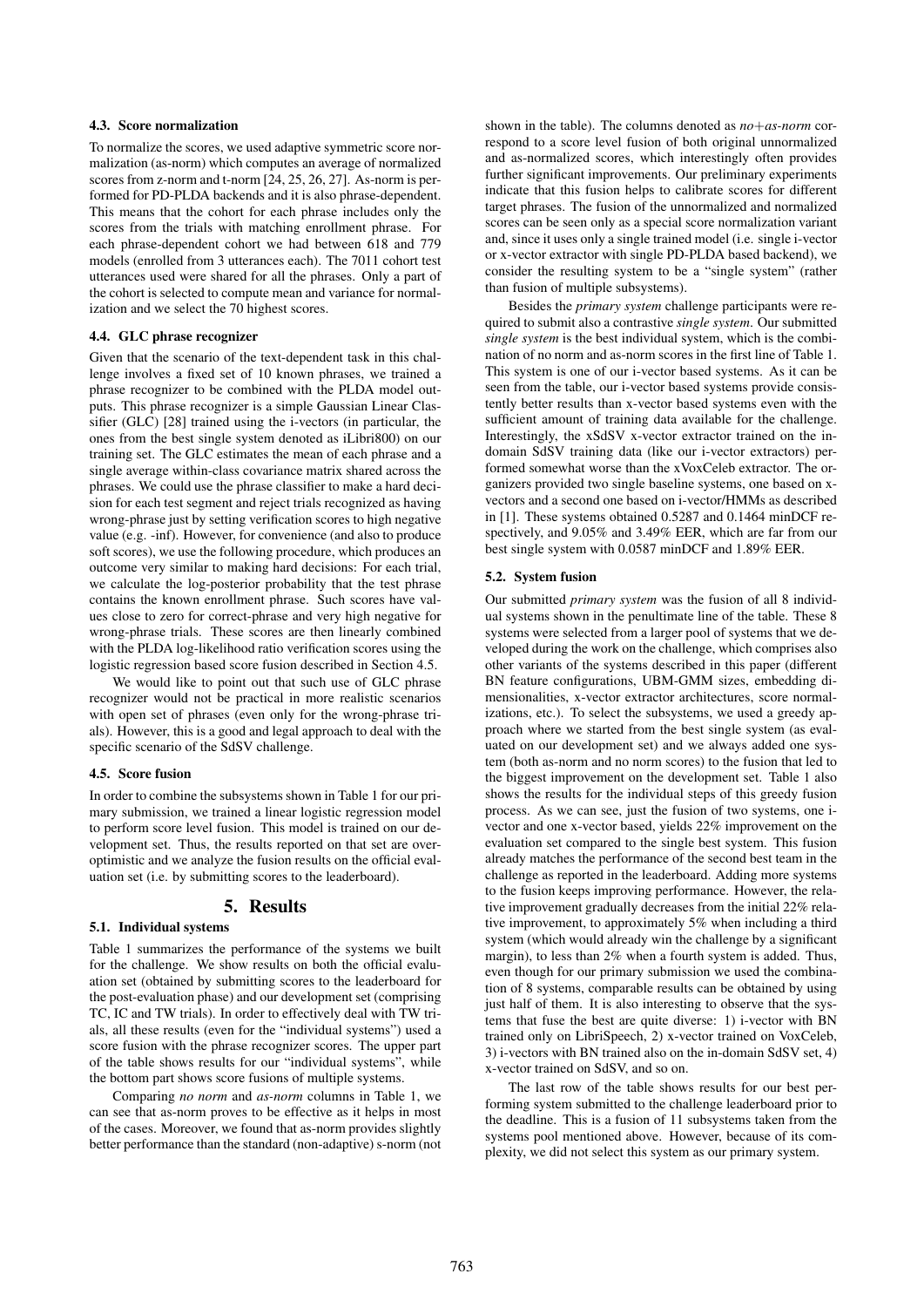### 4.3. Score normalization

To normalize the scores, we used adaptive symmetric score normalization (as-norm) which computes an average of normalized scores from z-norm and t-norm [24, 25, 26, 27]. As-norm is performed for PD-PLDA backends and it is also phrase-dependent. This means that the cohort for each phrase includes only the scores from the trials with matching enrollment phrase. For each phrase-dependent cohort we had between 618 and 779 models (enrolled from 3 utterances each). The 7011 cohort test utterances used were shared for all the phrases. Only a part of the cohort is selected to compute mean and variance for normalization and we select the 70 highest scores.

### 4.4. GLC phrase recognizer

Given that the scenario of the text-dependent task in this challenge involves a fixed set of 10 known phrases, we trained a phrase recognizer to be combined with the PLDA model outputs. This phrase recognizer is a simple Gaussian Linear Classifier (GLC) [28] trained using the i-vectors (in particular, the ones from the best single system denoted as iLibri800) on our training set. The GLC estimates the mean of each phrase and a single average within-class covariance matrix shared across the phrases. We could use the phrase classifier to make a hard decision for each test segment and reject trials recognized as having wrong-phrase just by setting verification scores to high negative value (e.g. -inf). However, for convenience (and also to produce soft scores), we use the following procedure, which produces an outcome very similar to making hard decisions: For each trial, we calculate the log-posterior probability that the test phrase contains the known enrollment phrase. Such scores have values close to zero for correct-phrase and very high negative for wrong-phrase trials. These scores are then linearly combined with the PLDA log-likelihood ratio verification scores using the logistic regression based score fusion described in Section 4.5.

We would like to point out that such use of GLC phrase recognizer would not be practical in more realistic scenarios with open set of phrases (even only for the wrong-phrase trials). However, this is a good and legal approach to deal with the specific scenario of the SdSV challenge.

### 4.5. Score fusion

In order to combine the subsystems shown in Table 1 for our primary submission, we trained a linear logistic regression model to perform score level fusion. This model is trained on our development set. Thus, the results reported on that set are overoptimistic and we analyze the fusion results on the official evaluation set (i.e. by submitting scores to the leaderboard).

## 5. Results

### 5.1. Individual systems

Table 1 summarizes the performance of the systems we built for the challenge. We show results on both the official evaluation set (obtained by submitting scores to the leaderboard for the post-evaluation phase) and our development set (comprising TC, IC and TW trials). In order to effectively deal with TW trials, all these results (even for the "individual systems") used a score fusion with the phrase recognizer scores. The upper part of the table shows results for our "individual systems", while the bottom part shows score fusions of multiple systems.

Comparing *no norm* and *as-norm* columns in Table 1, we can see that as-norm proves to be effective as it helps in most of the cases. Moreover, we found that as-norm provides slightly better performance than the standard (non-adaptive) s-norm (not shown in the table). The columns denoted as *no+as-norm* correspond to a score level fusion of both original unnormalized and as-normalized scores, which interestingly often provides further significant improvements. Our preliminary experiments indicate that this fusion helps to calibrate scores for different target phrases. The fusion of the unnormalized and normalized scores can be seen only as a special score normalization variant and, since it uses only a single trained model (i.e. single i-vector or x-vector extractor with single PD-PLDA based backend), we consider the resulting system to be a "single system" (rather than fusion of multiple subsystems).

Besides the *primary system* challenge participants were required to submit also a contrastive *single system*. Our submitted *single system* is the best individual system, which is the combination of no norm and as-norm scores in the first line of Table 1. This system is one of our i-vector based systems. As it can be seen from the table, our i-vector based systems provide consistently better results than x-vector based systems even with the sufficient amount of training data available for the challenge. Interestingly, the xSdSV x-vector extractor trained on the in-domain SdSV training data (like our i-vector extractors) performed somewhat worse than the xVoxCeleb extractor. The organizers provided two single baseline systems, one based on x-vectors and a second one based on i-vector/HMMs as described in [1]. These systems obtained 0.5287 and 0.1464 minDCF respectively, and 9.05% and 3.49% EER, which are far from our best single system with 0.0587 minDCF and 1.89% EER.

### 5.2. System fusion

Our submitted *primary system* was the fusion of all 8 individual systems shown in the penultimate line of the table. These 8 systems were selected from a larger pool of systems that we developed during the work on the challenge, which comprises also other variants of the systems described in this paper (different BN feature configurations, UBM-GMM sizes, embedding dimensionalities, x-vector extractor architectures, score normalizations, etc.). To select the subsystems, we used a greedy approach where we started from the best single system (as evaluated on our development set) and we always added one system (both as-norm and no norm scores) to the fusion that led to the biggest improvement on the development set. Table 1 also shows the results for the individual steps of this greedy fusion process. As we can see, just the fusion of two systems, one i-vector and one x-vector based, yields 22% improvement on the evaluation set compared to the single best system. This fusion already matches the performance of the second best team in the challenge as reported in the leaderboard. Adding more systems to the fusion keeps improving performance. However, the relative improvement gradually decreases from the initial 22% relative improvement, to approximately 5% when including a third system (which would already win the challenge by a significant margin), to less than 2% when a fourth system is added. Thus, even though for our primary submission we used the combination of 8 systems, comparable results can be obtained by using just half of them. It is also interesting to observe that the systems that fuse the best are quite diverse: 1) i-vector with BN trained only on LibriSpeech, 2) x-vector trained on VoxCeleb, 3) i-vectors with BN trained also on the in-domain SdSV set, 4) x-vector trained on SdSV, and so on.

The last row of the table shows results for our best performing system submitted to the challenge leaderboard prior to the deadline. This is a fusion of 11 subsystems taken from the systems pool mentioned above. However, because of its complexity, we did not select this system as our primary system.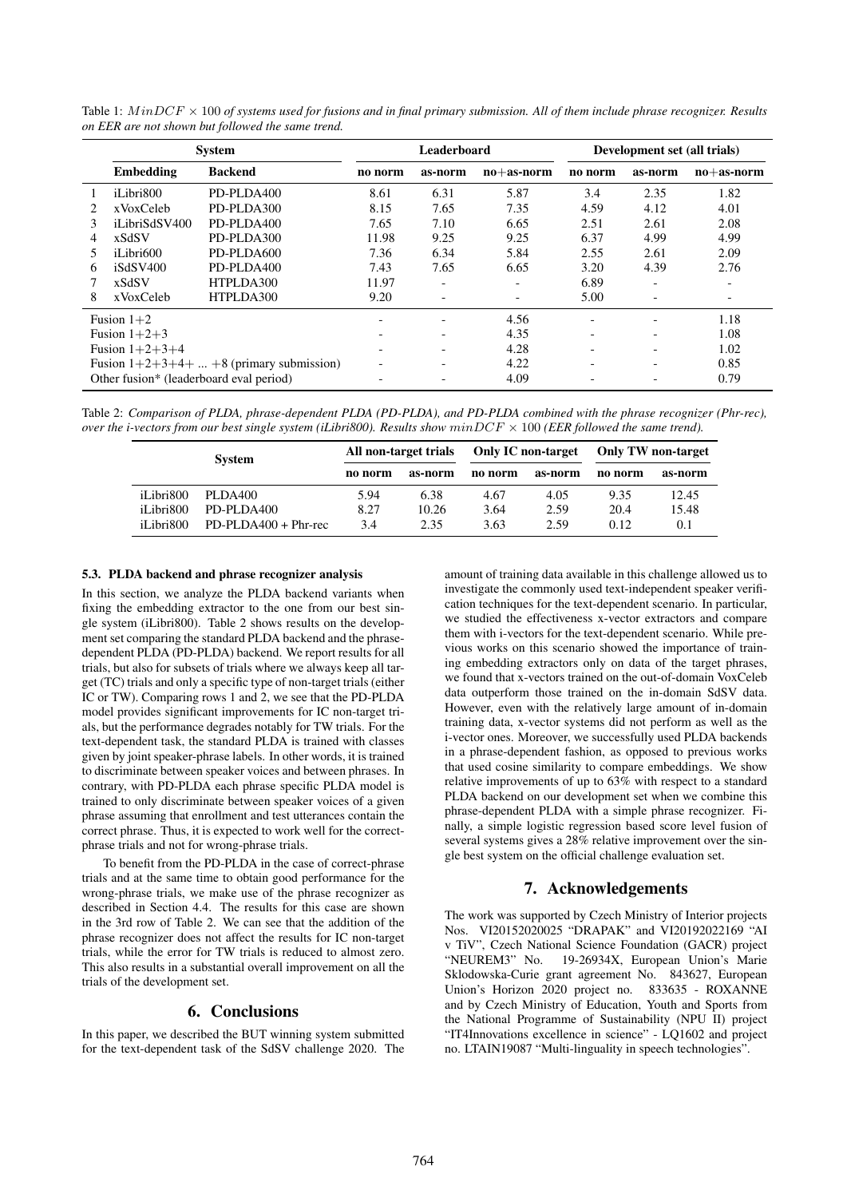Table 1: $MinDCF \times 100$ *of systems used for fusions and in final primary submission. All of them include phrase recognizer. Results on EER are not shown but followed the same trend.*

| | System | | Leaderboard | | | Development set (all trials) | | |
|---|---|---|---|---|---|---|---|---|
| | **Embedding** | **Backend** | **no norm** | **as-norm** | **no+as-norm** | **no norm** | **as-norm** | **no+as-norm** |
| 1 | iLibri800 | PD-PLDA400 | 8.61 | 6.31 | 5.87 | 3.4 | 2.35 | 1.82 |
| 2 | xVoxCeleb | PD-PLDA300 | 8.15 | 7.65 | 7.35 | 4.59 | 4.12 | 4.01 |
| 3 | iLibriSdSV400 | PD-PLDA400 | 7.65 | 7.10 | 6.65 | 2.51 | 2.61 | 2.08 |
| 4 | xSdSV | PD-PLDA300 | 11.98 | 9.25 | 9.25 | 6.37 | 4.99 | 4.99 |
| 5 | iLibri600 | PD-PLDA600 | 7.36 | 6.34 | 5.84 | 2.55 | 2.61 | 2.09 |
| 6 | iSdSV400 | PD-PLDA400 | 7.43 | 7.65 | 6.65 | 3.20 | 4.39 | 2.76 |
| 7 | xSdSV | HTPLDA300 | 11.97 | - | - | 6.89 | - | - |
| 8 | xVoxCeleb | HTPLDA300 | 9.20 | - | - | 5.00 | - | - |
| Fusion 1+2 | | | - | - | 4.56 | - | - | 1.18 |
| Fusion 1+2+3 | | | - | - | 4.35 | - | - | 1.08 |
| Fusion 1+2+3+4 | | | - | - | 4.28 | - | - | 1.02 |
| Fusion 1+2+3+4+ ... +8 (primary submission) | | | - | - | 4.22 | - | - | 0.85 |
| Other fusion* (leaderboard eval period) | | | - | - | 4.09 | - | - | 0.79 |

Table 2: *Comparison of PLDA, phrase-dependent PLDA (PD-PLDA), and PD-PLDA combined with the phrase recognizer (Phr-rec), over the i-vectors from our best single system (iLibri800). Results show* $minDCF \times 100$ *(EER followed the same trend).*

| System | | All non-target trials | | Only IC non-target | | Only TW non-target | |
|---|---|---|---|---|---|---|---|
| | | **no norm** | **as-norm** | **no norm** | **as-norm** | **no norm** | **as-norm** |
| iLibri800 | PLDA400 | 5.94 | 6.38 | 4.67 | 4.05 | 9.35 | 12.45 |
| iLibri800 | PD-PLDA400 | 8.27 | 10.26 | 3.64 | 2.59 | 20.4 | 15.48 |
| iLibri800 | PD-PLDA400 + Phr-rec | 3.4 | 2.35 | 3.63 | 2.59 | 0.12 | 0.1 |

### 5.3. PLDA backend and phrase recognizer analysis

In this section, we analyze the PLDA backend variants when fixing the embedding extractor to the one from our best single system (iLibri800). Table 2 shows results on the development set comparing the standard PLDA backend and the phrase-dependent PLDA (PD-PLDA) backend. We report results for all trials, but also for subsets of trials where we always keep all target (TC) trials and only a specific type of non-target trials (either IC or TW). Comparing rows 1 and 2, we see that the PD-PLDA model provides significant improvements for IC non-target trials, but the performance degrades notably for TW trials. For the text-dependent task, the standard PLDA is trained with classes given by joint speaker-phrase labels. In other words, it is trained to discriminate between speaker voices and between phrases. In contrary, with PD-PLDA each phrase specific PLDA model is trained to only discriminate between speaker voices of a given phrase assuming that enrollment and test utterances contain the correct phrase. Thus, it is expected to work well for the correct-phrase trials and not for wrong-phrase trials.

To benefit from the PD-PLDA in the case of correct-phrase trials and at the same time to obtain good performance for the wrong-phrase trials, we make use of the phrase recognizer as described in Section 4.4. The results for this case are shown in the 3rd row of Table 2. We can see that the addition of the phrase recognizer does not affect the results for IC non-target trials, while the error for TW trials is reduced to almost zero. This also results in a substantial overall improvement on all the trials of the development set.

## 6. Conclusions

In this paper, we described the BUT winning system submitted for the text-dependent task of the SdSV challenge 2020. The amount of training data available in this challenge allowed us to investigate the commonly used text-independent speaker verification techniques for the text-dependent scenario. In particular, we studied the effectiveness x-vector extractors and compare them with i-vectors for the text-dependent scenario. While previous works on this scenario showed the importance of training embedding extractors only on data of the target phrases, we found that x-vectors trained on the out-of-domain VoxCeleb data outperform those trained on the in-domain SdSV data. However, even with the relatively large amount of in-domain training data, x-vector systems did not perform as well as the i-vector ones. Moreover, we successfully used PLDA backends in a phrase-dependent fashion, as opposed to previous works that used cosine similarity to compare embeddings. We show relative improvements of up to 63% with respect to a standard PLDA backend on our development set when we combine this phrase-dependent PLDA with a simple phrase recognizer. Finally, a simple logistic regression based score level fusion of several systems gives a 28% relative improvement over the single best system on the official challenge evaluation set.

## 7. Acknowledgements

The work was supported by Czech Ministry of Interior projects Nos. VI20152020025 "DRAPAK" and VI20192022169 "AI v TiV", Czech National Science Foundation (GACR) project "NEUREM3" No. 19-26934X, European Union's Marie Sklodowska-Curie grant agreement No. 843627, European Union's Horizon 2020 project no. 833635 - ROXANNE and by Czech Ministry of Education, Youth and Sports from the National Programme of Sustainability (NPU II) project "IT4Innovations excellence in science" - LQ1602 and project no. LTAIN19087 "Multi-linguality in speech technologies".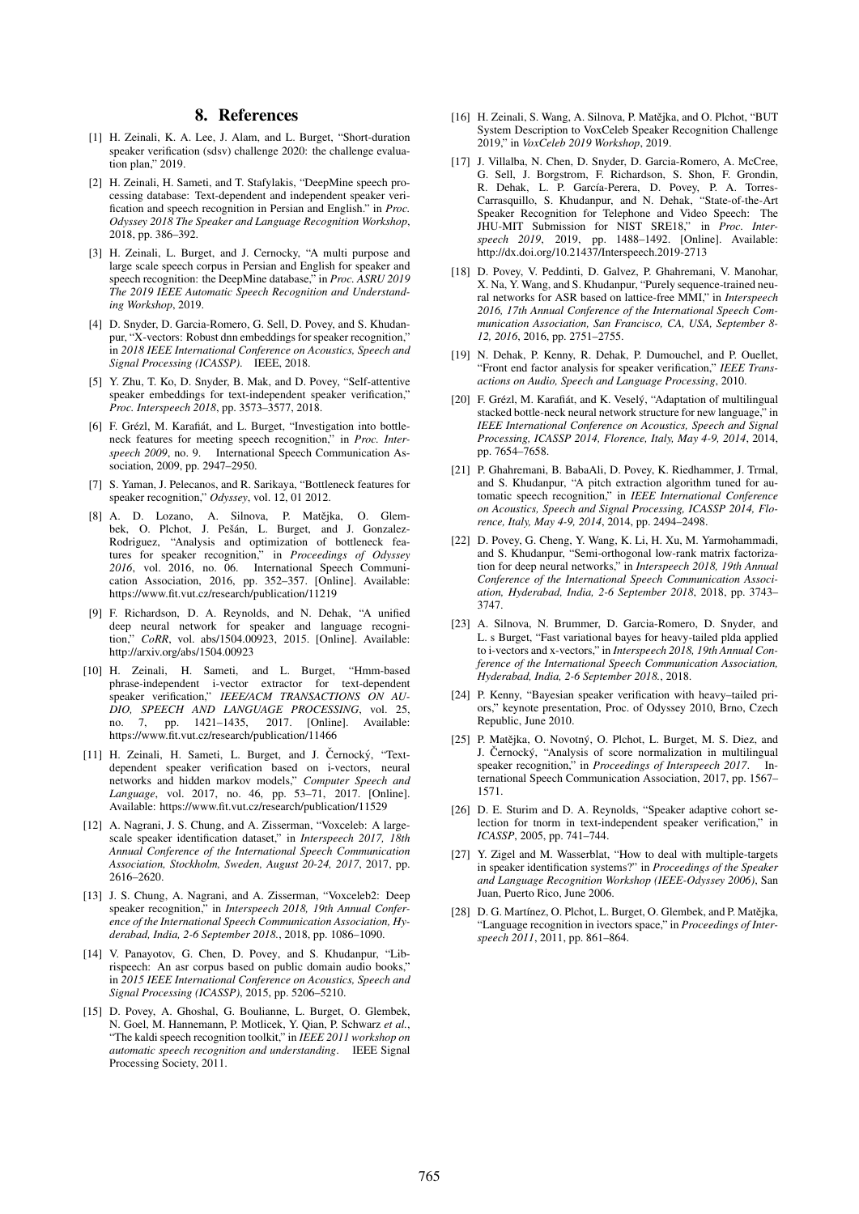## 8. References

[1] H. Zeinali, K. A. Lee, J. Alam, and L. Burget, "Short-duration speaker verification (sdsv) challenge 2020: the challenge evaluation plan," 2019.

[2] H. Zeinali, H. Sameti, and T. Stafylakis, "DeepMine speech processing database: Text-dependent and independent speaker verification and speech recognition in Persian and English." in *Proc. Odyssey 2018 The Speaker and Language Recognition Workshop*, 2018, pp. 386–392.

[3] H. Zeinali, L. Burget, and J. Cernocky, "A multi purpose and large scale speech corpus in Persian and English for speaker and speech recognition: the DeepMine database," in *Proc. ASRU 2019 The 2019 IEEE Automatic Speech Recognition and Understanding Workshop*, 2019.

[4] D. Snyder, D. Garcia-Romero, G. Sell, D. Povey, and S. Khudanpur, "X-vectors: Robust dnn embeddings for speaker recognition," in *2018 IEEE International Conference on Acoustics, Speech and Signal Processing (ICASSP)*. IEEE, 2018.

[5] Y. Zhu, T. Ko, D. Snyder, B. Mak, and D. Povey, "Self-attentive speaker embeddings for text-independent speaker verification," *Proc. Interspeech 2018*, pp. 3573–3577, 2018.

[6] F. Grézl, M. Karafiát, and L. Burget, "Investigation into bottle-neck features for meeting speech recognition," in *Proc. Interspeech 2009*, no. 9. International Speech Communication Association, 2009, pp. 2947–2950.

[7] S. Yaman, J. Pelecanos, and R. Sarikaya, "Bottleneck features for speaker recognition," *Odyssey*, vol. 12, 01 2012.

[8] A. D. Lozano, A. Silnova, P. Matějka, O. Glembek, O. Plchot, J. Pešán, L. Burget, and J. Gonzalez-Rodriguez, "Analysis and optimization of bottleneck features for speaker recognition," in *Proceedings of Odyssey 2016*, vol. 2016, no. 06. International Speech Communication Association, 2016, pp. 352–357. [Online]. Available: https://www.fit.vut.cz/research/publication/11219

[9] F. Richardson, D. A. Reynolds, and N. Dehak, "A unified deep neural network for speaker and language recognition," *CoRR*, vol. abs/1504.00923, 2015. [Online]. Available: http://arxiv.org/abs/1504.00923

[10] H. Zeinali, H. Sameti, and L. Burget, "Hmm-based phrase-independent i-vector extractor for text-dependent speaker verification," *IEEE/ACM TRANSACTIONS ON AUDIO, SPEECH AND LANGUAGE PROCESSING*, vol. 25, no. 7, pp. 1421–1435, 2017. [Online]. Available: https://www.fit.vut.cz/research/publication/11466

[11] H. Zeinali, H. Sameti, L. Burget, and J. Černocký, "Text-dependent speaker verification based on i-vectors, neural networks and hidden markov models," *Computer Speech and Language*, vol. 2017, no. 46, pp. 53–71, 2017. [Online]. Available: https://www.fit.vut.cz/research/publication/11529

[12] A. Nagrani, J. S. Chung, and A. Zisserman, "Voxceleb: A large-scale speaker identification dataset," in *Interspeech 2017, 18th Annual Conference of the International Speech Communication Association, Stockholm, Sweden, August 20-24, 2017*, 2017, pp. 2616–2620.

[13] J. S. Chung, A. Nagrani, and A. Zisserman, "Voxceleb2: Deep speaker recognition," in *Interspeech 2018, 19th Annual Conference of the International Speech Communication Association, Hyderabad, India, 2-6 September 2018.*, 2018, pp. 1086–1090.

[14] V. Panayotov, G. Chen, D. Povey, and S. Khudanpur, "Librispeech: An asr corpus based on public domain audio books," in *2015 IEEE International Conference on Acoustics, Speech and Signal Processing (ICASSP)*, 2015, pp. 5206–5210.

[15] D. Povey, A. Ghoshal, G. Boulianne, L. Burget, O. Glembek, N. Goel, M. Hannemann, P. Motlicek, Y. Qian, P. Schwarz *et al.*, "The kaldi speech recognition toolkit," in *IEEE 2011 workshop on automatic speech recognition and understanding*. IEEE Signal Processing Society, 2011.

[16] H. Zeinali, S. Wang, A. Silnova, P. Matějka, and O. Plchot, "BUT System Description to VoxCeleb Speaker Recognition Challenge 2019," in *VoxCeleb 2019 Workshop*, 2019.

[17] J. Villalba, N. Chen, D. Snyder, D. Garcia-Romero, A. McCree, G. Sell, J. Borgstrom, F. Richardson, S. Shon, F. Grondin, R. Dehak, L. P. García-Perera, D. Povey, P. A. Torres-Carrasquillo, S. Khudanpur, and N. Dehak, "State-of-the-Art Speaker Recognition for Telephone and Video Speech: The JHU-MIT Submission for NIST SRE18," in *Proc. Interspeech 2019*, 2019, pp. 1488–1492. [Online]. Available: http://dx.doi.org/10.21437/Interspeech.2019-2713

[18] D. Povey, V. Peddinti, D. Galvez, P. Ghahremani, V. Manohar, X. Na, Y. Wang, and S. Khudanpur, "Purely sequence-trained neural networks for ASR based on lattice-free MMI," in *Interspeech 2016, 17th Annual Conference of the International Speech Communication Association, San Francisco, CA, USA, September 8-12, 2016*, 2016, pp. 2751–2755.

[19] N. Dehak, P. Kenny, R. Dehak, P. Dumouchel, and P. Ouellet, "Front end factor analysis for speaker verification," *IEEE Transactions on Audio, Speech and Language Processing*, 2010.

[20] F. Grézl, M. Karafiát, and K. Veselý, "Adaptation of multilingual stacked bottle-neck neural network structure for new language," in *IEEE International Conference on Acoustics, Speech and Signal Processing, ICASSP 2014, Florence, Italy, May 4-9, 2014*, 2014, pp. 7654–7658.

[21] P. Ghahremani, B. BabaAli, D. Povey, K. Riedhammer, J. Trmal, and S. Khudanpur, "A pitch extraction algorithm tuned for automatic speech recognition," in *IEEE International Conference on Acoustics, Speech and Signal Processing, ICASSP 2014, Florence, Italy, May 4-9, 2014*, 2014, pp. 2494–2498.

[22] D. Povey, G. Cheng, Y. Wang, K. Li, H. Xu, M. Yarmohammadi, and S. Khudanpur, "Semi-orthogonal low-rank matrix factorization for deep neural networks," in *Interspeech 2018, 19th Annual Conference of the International Speech Communication Association, Hyderabad, India, 2-6 September 2018*, 2018, pp. 3743–3747.

[23] A. Silnova, N. Brummer, D. Garcia-Romero, D. Snyder, and L. s Burget, "Fast variational bayes for heavy-tailed plda applied to i-vectors and x-vectors," in *Interspeech 2018, 19th Annual Conference of the International Speech Communication Association, Hyderabad, India, 2-6 September 2018.*, 2018.

[24] P. Kenny, "Bayesian speaker verification with heavy–tailed priors," keynote presentation, Proc. of Odyssey 2010, Brno, Czech Republic, June 2010.

[25] P. Matějka, O. Novotný, O. Plchot, L. Burget, M. S. Diez, and J. Černocký, "Analysis of score normalization in multilingual speaker recognition," in *Proceedings of Interspeech 2017*. International Speech Communication Association, 2017, pp. 1567–1571.

[26] D. E. Sturim and D. A. Reynolds, "Speaker adaptive cohort selection for tnorm in text-independent speaker verification," in *ICASSP*, 2005, pp. 741–744.

[27] Y. Zigel and M. Wasserblat, "How to deal with multiple-targets in speaker identification systems?" in *Proceedings of the Speaker and Language Recognition Workshop (IEEE-Odyssey 2006)*, San Juan, Puerto Rico, June 2006.

[28] D. G. Martínez, O. Plchot, L. Burget, O. Glembek, and P. Matějka, "Language recognition in ivectors space," in *Proceedings of Interspeech 2011*, 2011, pp. 861–864.